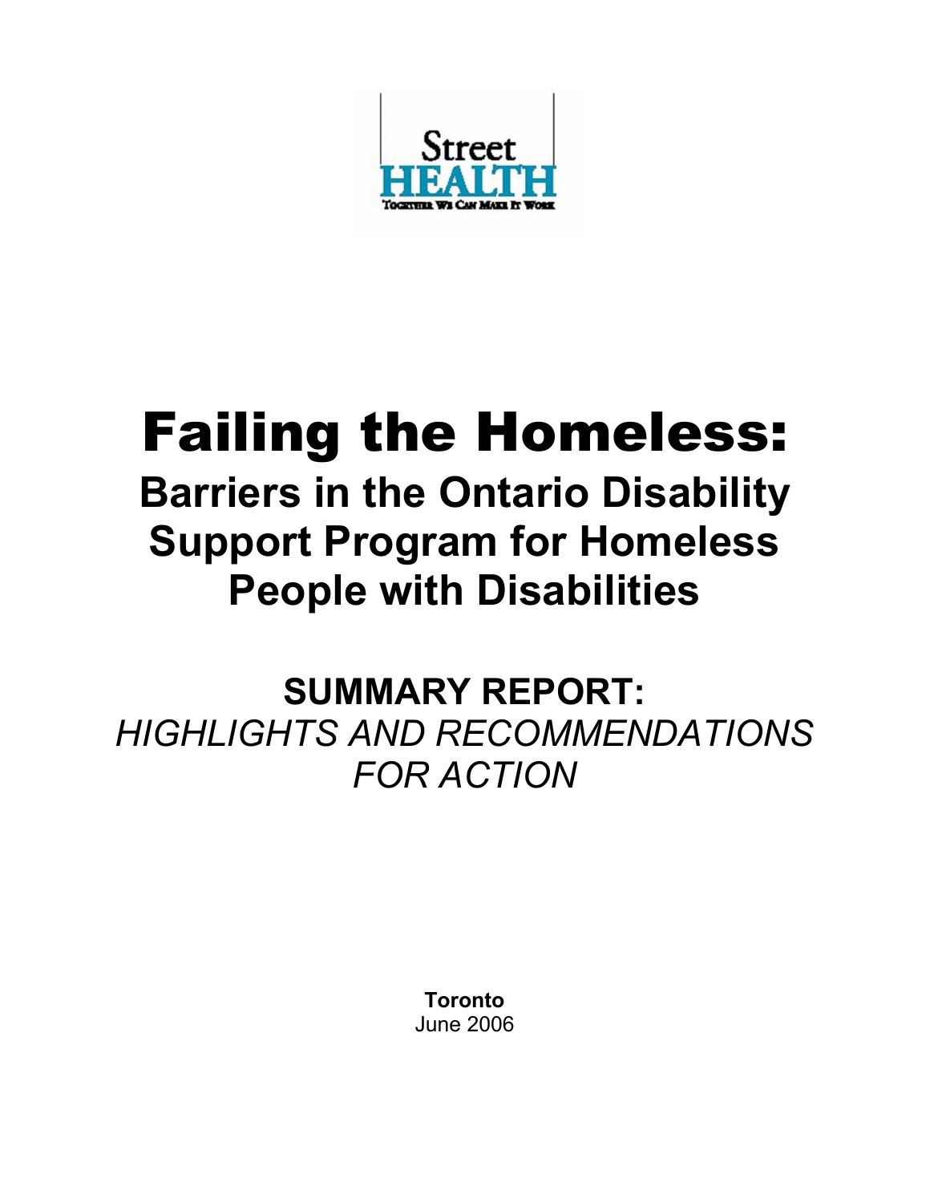Street HEALTH

Together We Can Make It Work

# Failing the Homeless:

## Barriers in the Ontario Disability Support Program for Homeless People with Disabilities

## SUMMARY REPORT:

*HIGHLIGHTS AND RECOMMENDATIONS FOR ACTION*

**Toronto**

June 2006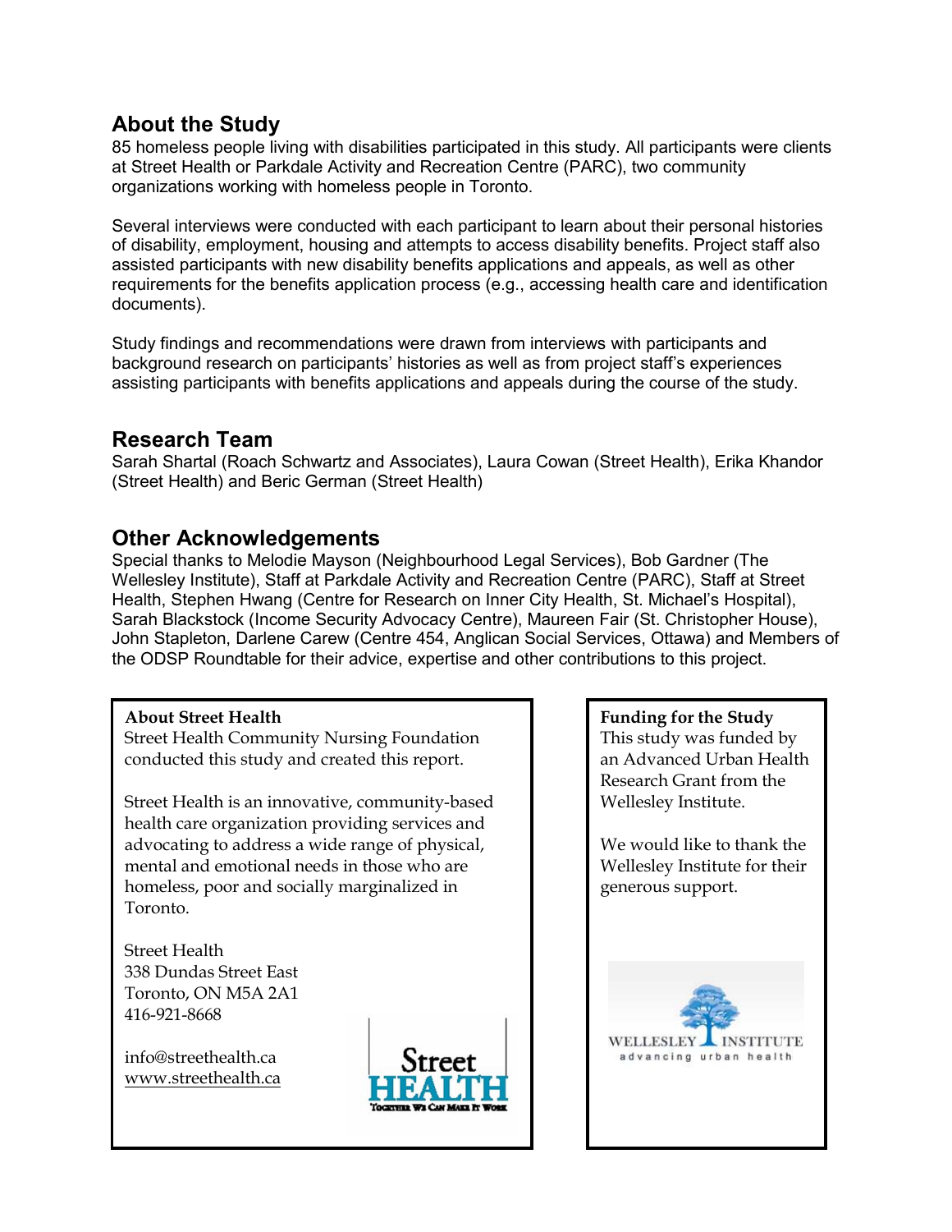## About the Study

85 homeless people living with disabilities participated in this study. All participants were clients at Street Health or Parkdale Activity and Recreation Centre (PARC), two community organizations working with homeless people in Toronto.

Several interviews were conducted with each participant to learn about their personal histories of disability, employment, housing and attempts to access disability benefits. Project staff also assisted participants with new disability benefits applications and appeals, as well as other requirements for the benefits application process (e.g., accessing health care and identification documents).

Study findings and recommendations were drawn from interviews with participants and background research on participants' histories as well as from project staff's experiences assisting participants with benefits applications and appeals during the course of the study.

## Research Team

Sarah Shartal (Roach Schwartz and Associates), Laura Cowan (Street Health), Erika Khandor (Street Health) and Beric German (Street Health)

## Other Acknowledgements

Special thanks to Melodie Mayson (Neighbourhood Legal Services), Bob Gardner (The Wellesley Institute), Staff at Parkdale Activity and Recreation Centre (PARC), Staff at Street Health, Stephen Hwang (Centre for Research on Inner City Health, St. Michael's Hospital), Sarah Blackstock (Income Security Advocacy Centre), Maureen Fair (St. Christopher House), John Stapleton, Darlene Carew (Centre 454, Anglican Social Services, Ottawa) and Members of the ODSP Roundtable for their advice, expertise and other contributions to this project.

**About Street Health**

Street Health Community Nursing Foundation conducted this study and created this report.

Street Health is an innovative, community-based health care organization providing services and advocating to address a wide range of physical, mental and emotional needs in those who are homeless, poor and socially marginalized in Toronto.

Street Health
338 Dundas Street East
Toronto, ON M5A 2A1
416-921-8668

info@streethealth.ca
www.streethealth.ca

**Funding for the Study**

This study was funded by an Advanced Urban Health Research Grant from the Wellesley Institute.

We would like to thank the Wellesley Institute for their generous support.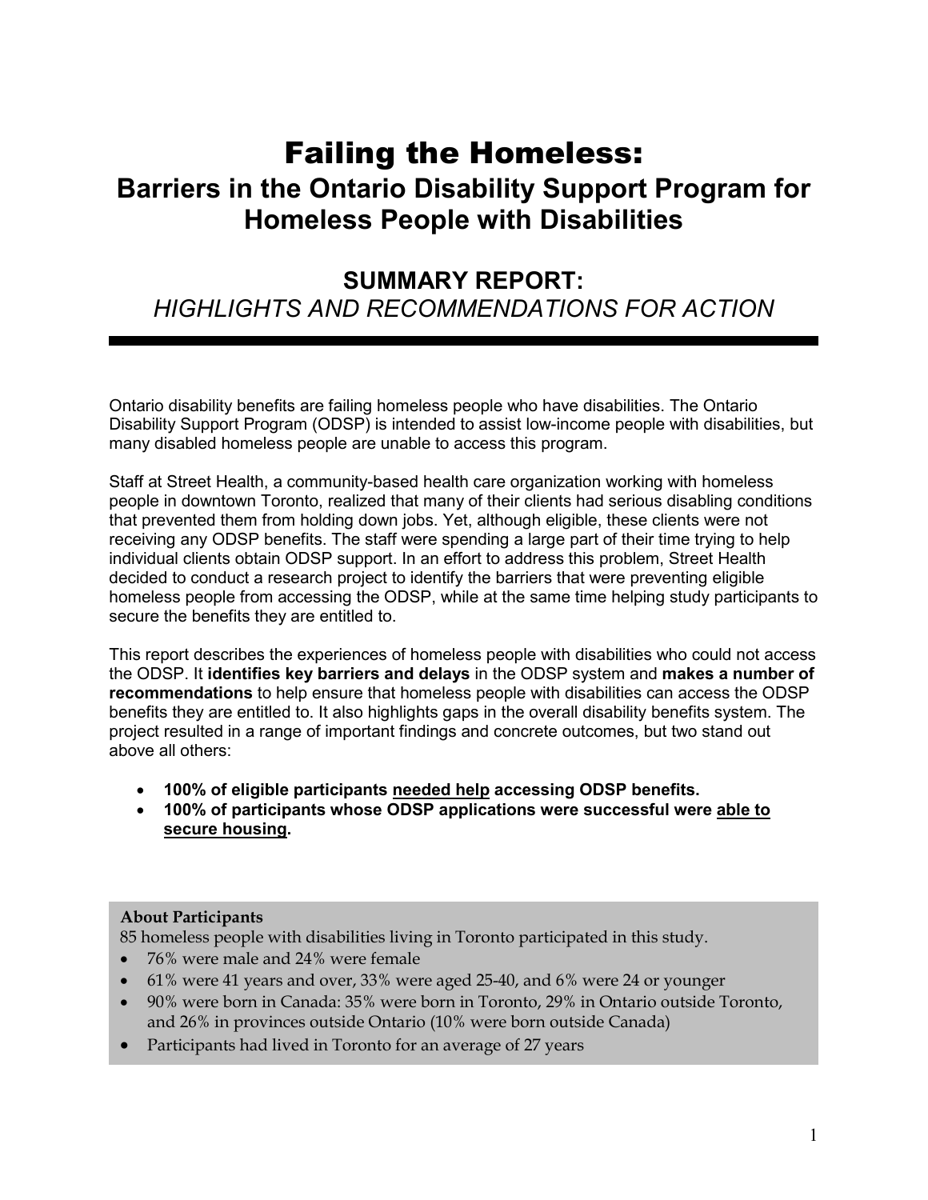# Failing the Homeless:

## Barriers in the Ontario Disability Support Program for Homeless People with Disabilities

## SUMMARY REPORT:

### *HIGHLIGHTS AND RECOMMENDATIONS FOR ACTION*

Ontario disability benefits are failing homeless people who have disabilities. The Ontario Disability Support Program (ODSP) is intended to assist low-income people with disabilities, but many disabled homeless people are unable to access this program.

Staff at Street Health, a community-based health care organization working with homeless people in downtown Toronto, realized that many of their clients had serious disabling conditions that prevented them from holding down jobs. Yet, although eligible, these clients were not receiving any ODSP benefits. The staff were spending a large part of their time trying to help individual clients obtain ODSP support. In an effort to address this problem, Street Health decided to conduct a research project to identify the barriers that were preventing eligible homeless people from accessing the ODSP, while at the same time helping study participants to secure the benefits they are entitled to.

This report describes the experiences of homeless people with disabilities who could not access the ODSP. It **identifies key barriers and delays** in the ODSP system and **makes a number of recommendations** to help ensure that homeless people with disabilities can access the ODSP benefits they are entitled to. It also highlights gaps in the overall disability benefits system. The project resulted in a range of important findings and concrete outcomes, but two stand out above all others:

- **100% of eligible participants <u>needed help</u> accessing ODSP benefits.**
- **100% of participants whose ODSP applications were successful were <u>able to secure housing</u>.**

**About Participants**

85 homeless people with disabilities living in Toronto participated in this study.

- 76% were male and 24% were female
- 61% were 41 years and over, 33% were aged 25-40, and 6% were 24 or younger
- 90% were born in Canada: 35% were born in Toronto, 29% in Ontario outside Toronto, and 26% in provinces outside Ontario (10% were born outside Canada)
- Participants had lived in Toronto for an average of 27 years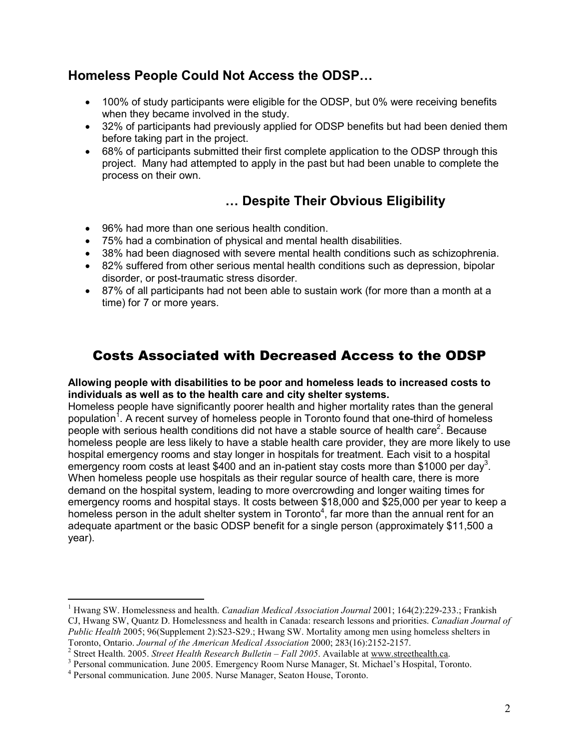## Homeless People Could Not Access the ODSP…

- 100% of study participants were eligible for the ODSP, but 0% were receiving benefits when they became involved in the study.
- 32% of participants had previously applied for ODSP benefits but had been denied them before taking part in the project.
- 68% of participants submitted their first complete application to the ODSP through this project. Many had attempted to apply in the past but had been unable to complete the process on their own.

## … Despite Their Obvious Eligibility

- 96% had more than one serious health condition.
- 75% had a combination of physical and mental health disabilities.
- 38% had been diagnosed with severe mental health conditions such as schizophrenia.
- 82% suffered from other serious mental health conditions such as depression, bipolar disorder, or post-traumatic stress disorder.
- 87% of all participants had not been able to sustain work (for more than a month at a time) for 7 or more years.

## Costs Associated with Decreased Access to the ODSP

**Allowing people with disabilities to be poor and homeless leads to increased costs to individuals as well as to the health care and city shelter systems.**

Homeless people have significantly poorer health and higher mortality rates than the general population[1]. A recent survey of homeless people in Toronto found that one-third of homeless people with serious health conditions did not have a stable source of health care[2]. Because homeless people are less likely to have a stable health care provider, they are more likely to use hospital emergency rooms and stay longer in hospitals for treatment. Each visit to a hospital emergency room costs at least $400 and an in-patient stay costs more than $1000 per day[3]. When homeless people use hospitals as their regular source of health care, there is more demand on the hospital system, leading to more overcrowding and longer waiting times for emergency rooms and hospital stays. It costs between $18,000 and $25,000 per year to keep a homeless person in the adult shelter system in Toronto[4], far more than the annual rent for an adequate apartment or the basic ODSP benefit for a single person (approximately $11,500 a year).

---

[1] Hwang SW. Homelessness and health. *Canadian Medical Association Journal* 2001; 164(2):229-233.; Frankish CJ, Hwang SW, Quantz D. Homelessness and health in Canada: research lessons and priorities. *Canadian Journal of Public Health* 2005; 96(Supplement 2):S23-S29.; Hwang SW. Mortality among men using homeless shelters in Toronto, Ontario. *Journal of the American Medical Association* 2000; 283(16):2152-2157.

[2] Street Health. 2005. *Street Health Research Bulletin – Fall 2005*. Available at www.streethealth.ca.

[3] Personal communication. June 2005. Emergency Room Nurse Manager, St. Michael's Hospital, Toronto.

[4] Personal communication. June 2005. Nurse Manager, Seaton House, Toronto.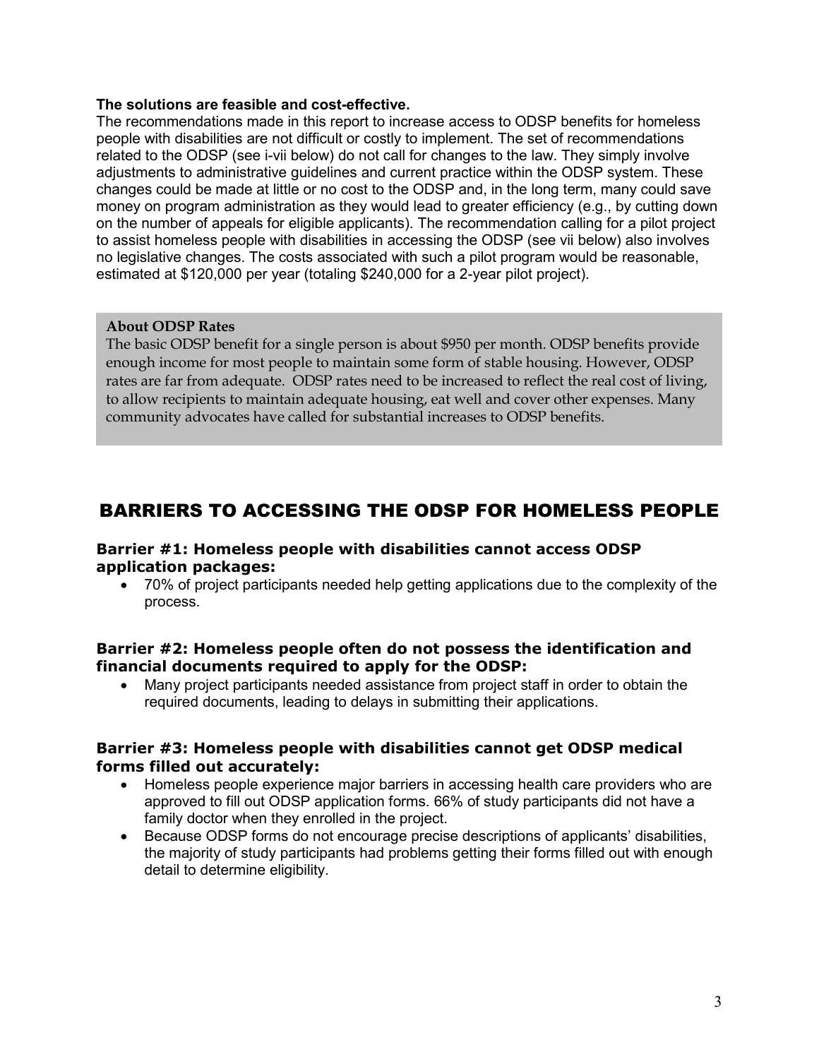**The solutions are feasible and cost-effective.**
The recommendations made in this report to increase access to ODSP benefits for homeless people with disabilities are not difficult or costly to implement. The set of recommendations related to the ODSP (see i-vii below) do not call for changes to the law. They simply involve adjustments to administrative guidelines and current practice within the ODSP system. These changes could be made at little or no cost to the ODSP and, in the long term, many could save money on program administration as they would lead to greater efficiency (e.g., by cutting down on the number of appeals for eligible applicants). The recommendation calling for a pilot project to assist homeless people with disabilities in accessing the ODSP (see vii below) also involves no legislative changes. The costs associated with such a pilot program would be reasonable, estimated at $120,000 per year (totaling $240,000 for a 2-year pilot project).

**About ODSP Rates**
The basic ODSP benefit for a single person is about $950 per month. ODSP benefits provide enough income for most people to maintain some form of stable housing. However, ODSP rates are far from adequate. ODSP rates need to be increased to reflect the real cost of living, to allow recipients to maintain adequate housing, eat well and cover other expenses. Many community advocates have called for substantial increases to ODSP benefits.

## BARRIERS TO ACCESSING THE ODSP FOR HOMELESS PEOPLE

### Barrier #1: Homeless people with disabilities cannot access ODSP application packages:

- 70% of project participants needed help getting applications due to the complexity of the process.

### Barrier #2: Homeless people often do not possess the identification and financial documents required to apply for the ODSP:

- Many project participants needed assistance from project staff in order to obtain the required documents, leading to delays in submitting their applications.

### Barrier #3: Homeless people with disabilities cannot get ODSP medical forms filled out accurately:

- Homeless people experience major barriers in accessing health care providers who are approved to fill out ODSP application forms. 66% of study participants did not have a family doctor when they enrolled in the project.
- Because ODSP forms do not encourage precise descriptions of applicants' disabilities, the majority of study participants had problems getting their forms filled out with enough detail to determine eligibility.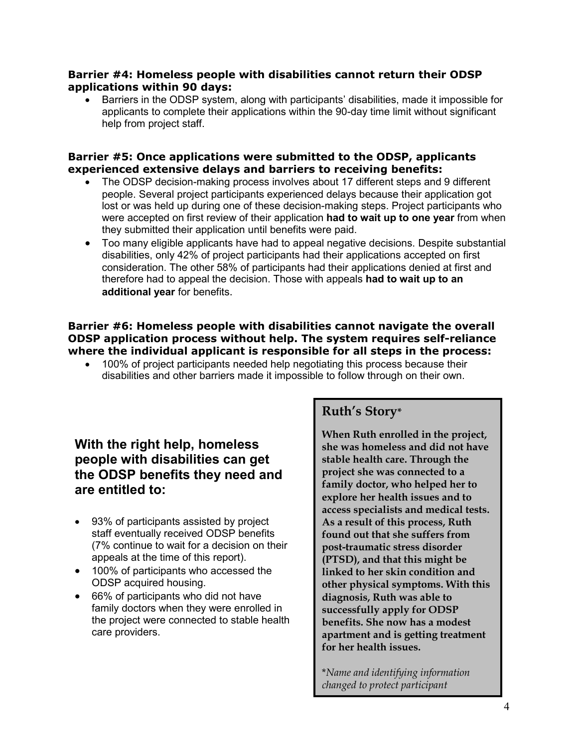**Barrier #4: Homeless people with disabilities cannot return their ODSP applications within 90 days:**

- Barriers in the ODSP system, along with participants' disabilities, made it impossible for applicants to complete their applications within the 90-day time limit without significant help from project staff.

**Barrier #5: Once applications were submitted to the ODSP, applicants experienced extensive delays and barriers to receiving benefits:**

- The ODSP decision-making process involves about 17 different steps and 9 different people. Several project participants experienced delays because their application got lost or was held up during one of these decision-making steps. Project participants who were accepted on first review of their application **had to wait up to one year** from when they submitted their application until benefits were paid.
- Too many eligible applicants have had to appeal negative decisions. Despite substantial disabilities, only 42% of project participants had their applications accepted on first consideration. The other 58% of participants had their applications denied at first and therefore had to appeal the decision. Those with appeals **had to wait up to an additional year** for benefits.

**Barrier #6: Homeless people with disabilities cannot navigate the overall ODSP application process without help. The system requires self-reliance where the individual applicant is responsible for all steps in the process:**

- 100% of project participants needed help negotiating this process because their disabilities and other barriers made it impossible to follow through on their own.

### With the right help, homeless people with disabilities can get the ODSP benefits they need and are entitled to:

- 93% of participants assisted by project staff eventually received ODSP benefits (7% continue to wait for a decision on their appeals at the time of this report).
- 100% of participants who accessed the ODSP acquired housing.
- 66% of participants who did not have family doctors when they were enrolled in the project were connected to stable health care providers.

### Ruth's Story*

**When Ruth enrolled in the project, she was homeless and did not have stable health care. Through the project she was connected to a family doctor, who helped her to explore her health issues and to access specialists and medical tests. As a result of this process, Ruth found out that she suffers from post-traumatic stress disorder (PTSD), and that this might be linked to her skin condition and other physical symptoms. With this diagnosis, Ruth was able to successfully apply for ODSP benefits. She now has a modest apartment and is getting treatment for her health issues.**

**Name and identifying information changed to protect participant*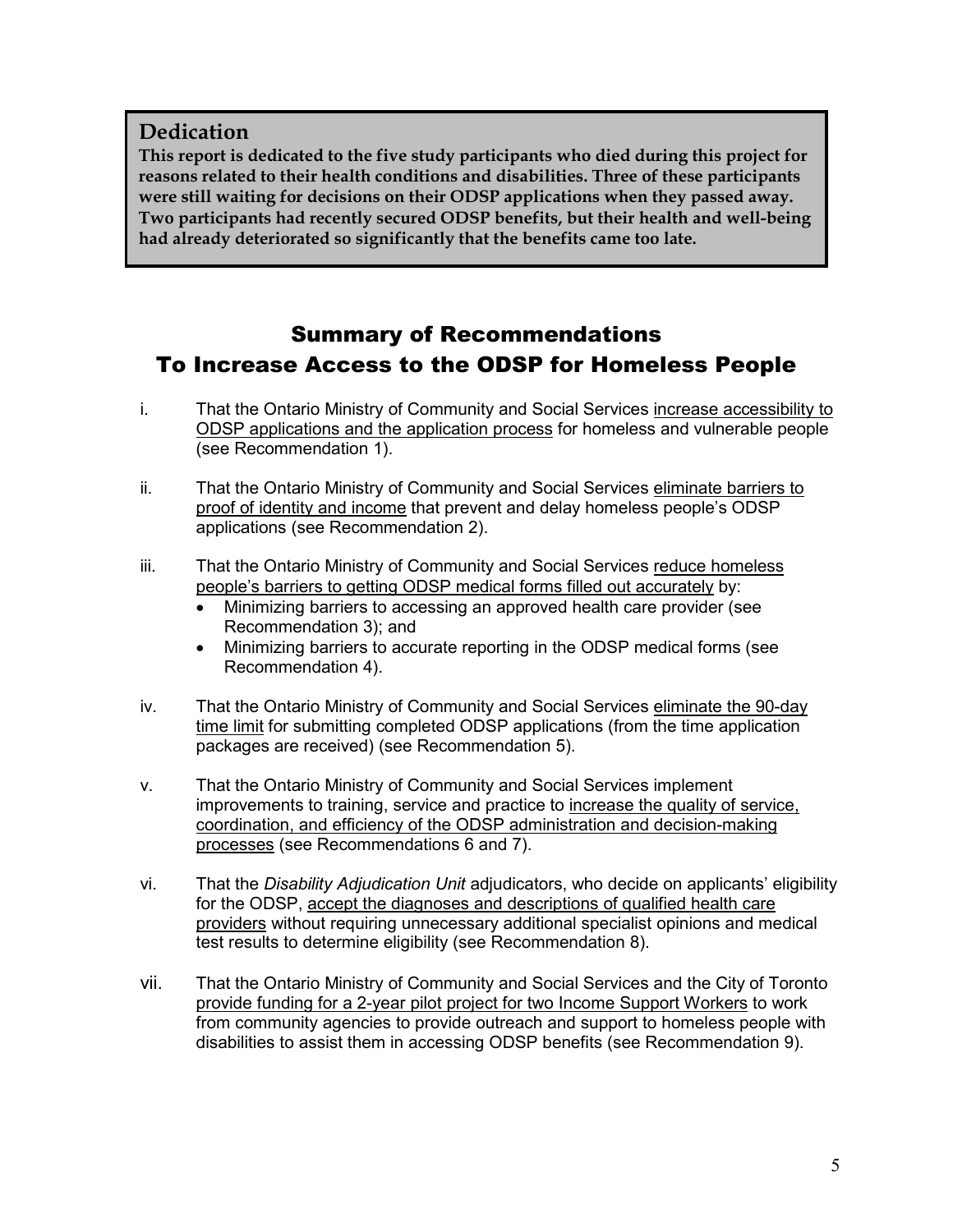## Dedication

**This report is dedicated to the five study participants who died during this project for reasons related to their health conditions and disabilities. Three of these participants were still waiting for decisions on their ODSP applications when they passed away. Two participants had recently secured ODSP benefits, but their health and well-being had already deteriorated so significantly that the benefits came too late.**

# Summary of Recommendations To Increase Access to the ODSP for Homeless People

i. That the Ontario Ministry of Community and Social Services <u>increase accessibility to ODSP applications and the application process</u> for homeless and vulnerable people (see Recommendation 1).

ii. That the Ontario Ministry of Community and Social Services <u>eliminate barriers to proof of identity and income</u> that prevent and delay homeless people's ODSP applications (see Recommendation 2).

iii. That the Ontario Ministry of Community and Social Services <u>reduce homeless people's barriers to getting ODSP medical forms filled out accurately</u> by:
   - Minimizing barriers to accessing an approved health care provider (see Recommendation 3); and
   - Minimizing barriers to accurate reporting in the ODSP medical forms (see Recommendation 4).

iv. That the Ontario Ministry of Community and Social Services <u>eliminate the 90-day time limit</u> for submitting completed ODSP applications (from the time application packages are received) (see Recommendation 5).

v. That the Ontario Ministry of Community and Social Services implement improvements to training, service and practice to <u>increase the quality of service, coordination, and efficiency of the ODSP administration and decision-making processes</u> (see Recommendations 6 and 7).

vi. That the *Disability Adjudication Unit* adjudicators, who decide on applicants' eligibility for the ODSP, <u>accept the diagnoses and descriptions of qualified health care providers</u> without requiring unnecessary additional specialist opinions and medical test results to determine eligibility (see Recommendation 8).

vii. That the Ontario Ministry of Community and Social Services and the City of Toronto <u>provide funding for a 2-year pilot project for two Income Support Workers</u> to work from community agencies to provide outreach and support to homeless people with disabilities to assist them in accessing ODSP benefits (see Recommendation 9).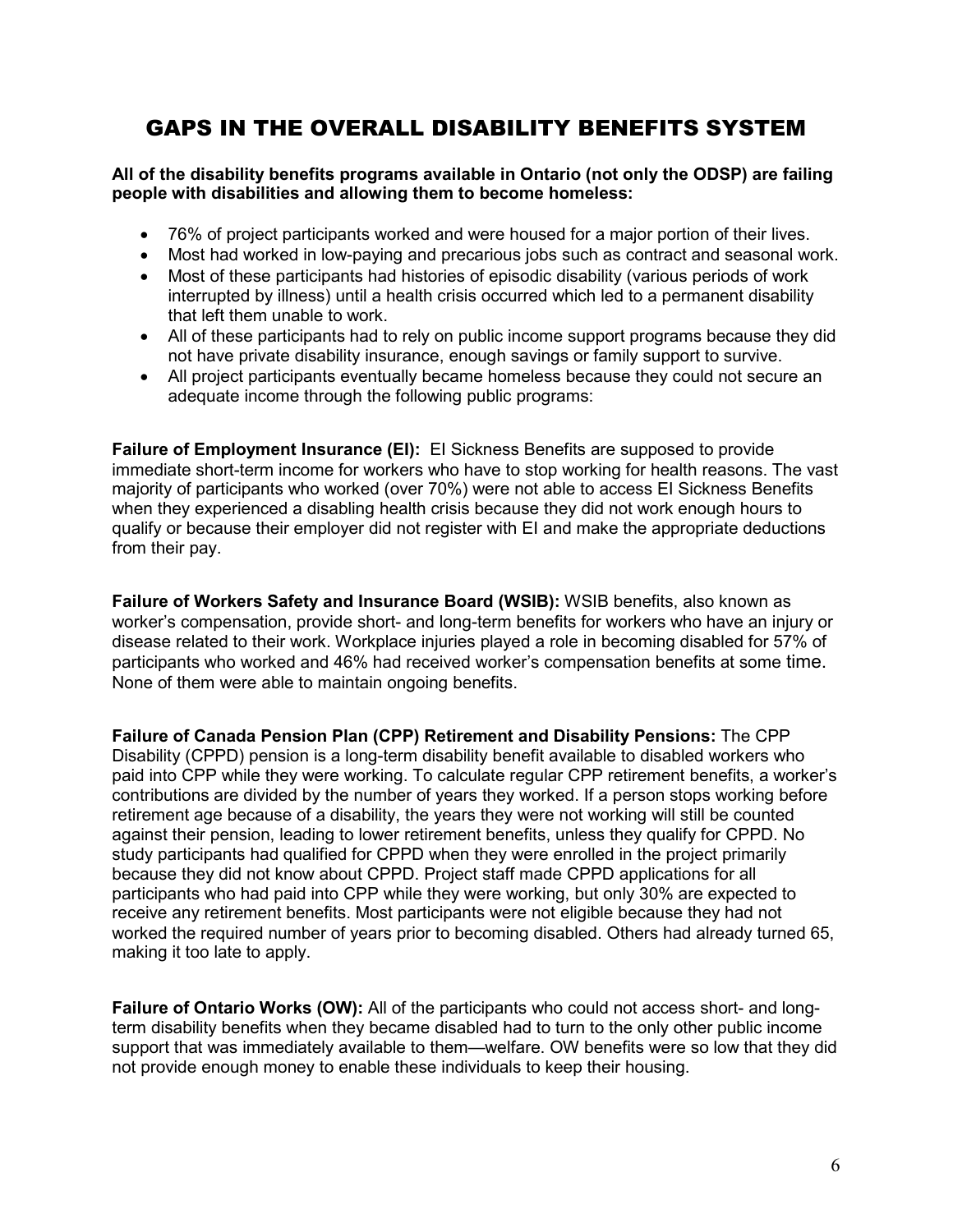# GAPS IN THE OVERALL DISABILITY BENEFITS SYSTEM

**All of the disability benefits programs available in Ontario (not only the ODSP) are failing people with disabilities and allowing them to become homeless:**

- 76% of project participants worked and were housed for a major portion of their lives.
- Most had worked in low-paying and precarious jobs such as contract and seasonal work.
- Most of these participants had histories of episodic disability (various periods of work interrupted by illness) until a health crisis occurred which led to a permanent disability that left them unable to work.
- All of these participants had to rely on public income support programs because they did not have private disability insurance, enough savings or family support to survive.
- All project participants eventually became homeless because they could not secure an adequate income through the following public programs:

**Failure of Employment Insurance (EI):** EI Sickness Benefits are supposed to provide immediate short-term income for workers who have to stop working for health reasons. The vast majority of participants who worked (over 70%) were not able to access EI Sickness Benefits when they experienced a disabling health crisis because they did not work enough hours to qualify or because their employer did not register with EI and make the appropriate deductions from their pay.

**Failure of Workers Safety and Insurance Board (WSIB):** WSIB benefits, also known as worker's compensation, provide short- and long-term benefits for workers who have an injury or disease related to their work. Workplace injuries played a role in becoming disabled for 57% of participants who worked and 46% had received worker's compensation benefits at some time. None of them were able to maintain ongoing benefits.

**Failure of Canada Pension Plan (CPP) Retirement and Disability Pensions:** The CPP Disability (CPPD) pension is a long-term disability benefit available to disabled workers who paid into CPP while they were working. To calculate regular CPP retirement benefits, a worker's contributions are divided by the number of years they worked. If a person stops working before retirement age because of a disability, the years they were not working will still be counted against their pension, leading to lower retirement benefits, unless they qualify for CPPD. No study participants had qualified for CPPD when they were enrolled in the project primarily because they did not know about CPPD. Project staff made CPPD applications for all participants who had paid into CPP while they were working, but only 30% are expected to receive any retirement benefits. Most participants were not eligible because they had not worked the required number of years prior to becoming disabled. Others had already turned 65, making it too late to apply.

**Failure of Ontario Works (OW):** All of the participants who could not access short- and long-term disability benefits when they became disabled had to turn to the only other public income support that was immediately available to them—welfare. OW benefits were so low that they did not provide enough money to enable these individuals to keep their housing.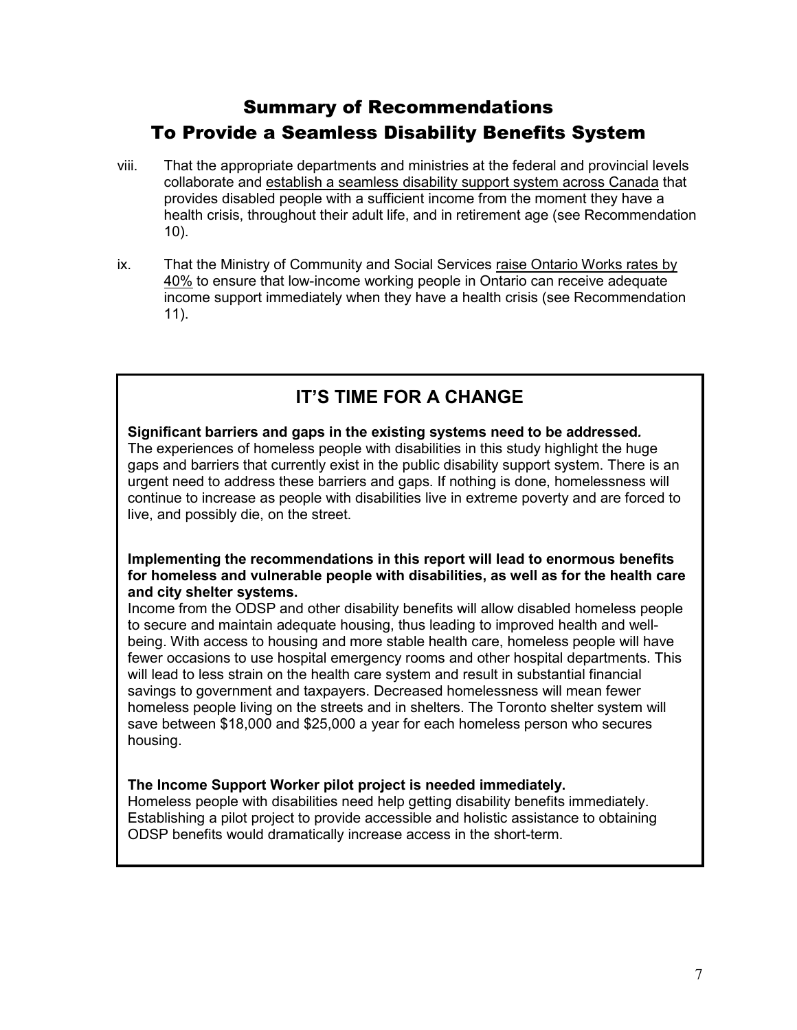## Summary of Recommendations
## To Provide a Seamless Disability Benefits System

viii. That the appropriate departments and ministries at the federal and provincial levels collaborate and <u>establish a seamless disability support system across Canada</u> that provides disabled people with a sufficient income from the moment they have a health crisis, throughout their adult life, and in retirement age (see Recommendation 10).

ix. That the Ministry of Community and Social Services <u>raise Ontario Works rates by 40%</u> to ensure that low-income working people in Ontario can receive adequate income support immediately when they have a health crisis (see Recommendation 11).

### IT'S TIME FOR A CHANGE

**Significant barriers and gaps in the existing systems need to be addressed.**
The experiences of homeless people with disabilities in this study highlight the huge gaps and barriers that currently exist in the public disability support system. There is an urgent need to address these barriers and gaps. If nothing is done, homelessness will continue to increase as people with disabilities live in extreme poverty and are forced to live, and possibly die, on the street.

**Implementing the recommendations in this report will lead to enormous benefits for homeless and vulnerable people with disabilities, as well as for the health care and city shelter systems.**
Income from the ODSP and other disability benefits will allow disabled homeless people to secure and maintain adequate housing, thus leading to improved health and well-being. With access to housing and more stable health care, homeless people will have fewer occasions to use hospital emergency rooms and other hospital departments. This will lead to less strain on the health care system and result in substantial financial savings to government and taxpayers. Decreased homelessness will mean fewer homeless people living on the streets and in shelters. The Toronto shelter system will save between $18,000 and $25,000 a year for each homeless person who secures housing.

**The Income Support Worker pilot project is needed immediately.**
Homeless people with disabilities need help getting disability benefits immediately. Establishing a pilot project to provide accessible and holistic assistance to obtaining ODSP benefits would dramatically increase access in the short-term.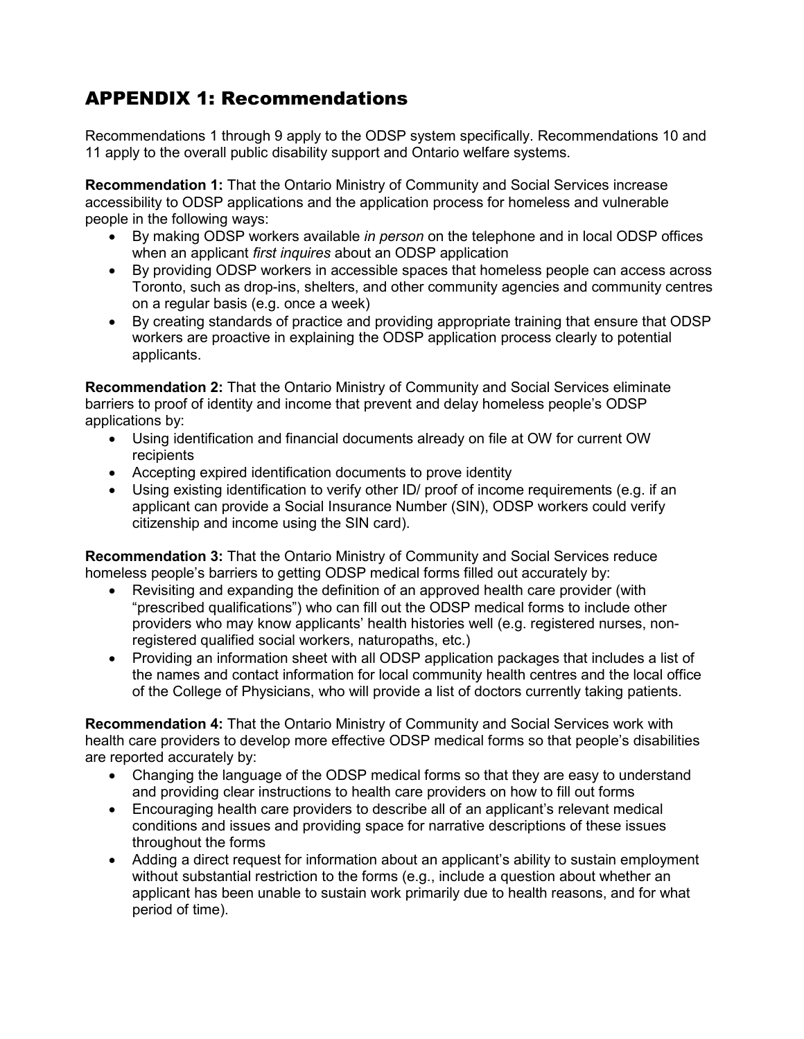# APPENDIX 1: Recommendations

Recommendations 1 through 9 apply to the ODSP system specifically. Recommendations 10 and 11 apply to the overall public disability support and Ontario welfare systems.

**Recommendation 1:** That the Ontario Ministry of Community and Social Services increase accessibility to ODSP applications and the application process for homeless and vulnerable people in the following ways:

- By making ODSP workers available *in person* on the telephone and in local ODSP offices when an applicant *first inquires* about an ODSP application
- By providing ODSP workers in accessible spaces that homeless people can access across Toronto, such as drop-ins, shelters, and other community agencies and community centres on a regular basis (e.g. once a week)
- By creating standards of practice and providing appropriate training that ensure that ODSP workers are proactive in explaining the ODSP application process clearly to potential applicants.

**Recommendation 2:** That the Ontario Ministry of Community and Social Services eliminate barriers to proof of identity and income that prevent and delay homeless people's ODSP applications by:

- Using identification and financial documents already on file at OW for current OW recipients
- Accepting expired identification documents to prove identity
- Using existing identification to verify other ID/ proof of income requirements (e.g. if an applicant can provide a Social Insurance Number (SIN), ODSP workers could verify citizenship and income using the SIN card).

**Recommendation 3:** That the Ontario Ministry of Community and Social Services reduce homeless people's barriers to getting ODSP medical forms filled out accurately by:

- Revisiting and expanding the definition of an approved health care provider (with "prescribed qualifications") who can fill out the ODSP medical forms to include other providers who may know applicants' health histories well (e.g. registered nurses, non-registered qualified social workers, naturopaths, etc.)
- Providing an information sheet with all ODSP application packages that includes a list of the names and contact information for local community health centres and the local office of the College of Physicians, who will provide a list of doctors currently taking patients.

**Recommendation 4:** That the Ontario Ministry of Community and Social Services work with health care providers to develop more effective ODSP medical forms so that people's disabilities are reported accurately by:

- Changing the language of the ODSP medical forms so that they are easy to understand and providing clear instructions to health care providers on how to fill out forms
- Encouraging health care providers to describe all of an applicant's relevant medical conditions and issues and providing space for narrative descriptions of these issues throughout the forms
- Adding a direct request for information about an applicant's ability to sustain employment without substantial restriction to the forms (e.g., include a question about whether an applicant has been unable to sustain work primarily due to health reasons, and for what period of time).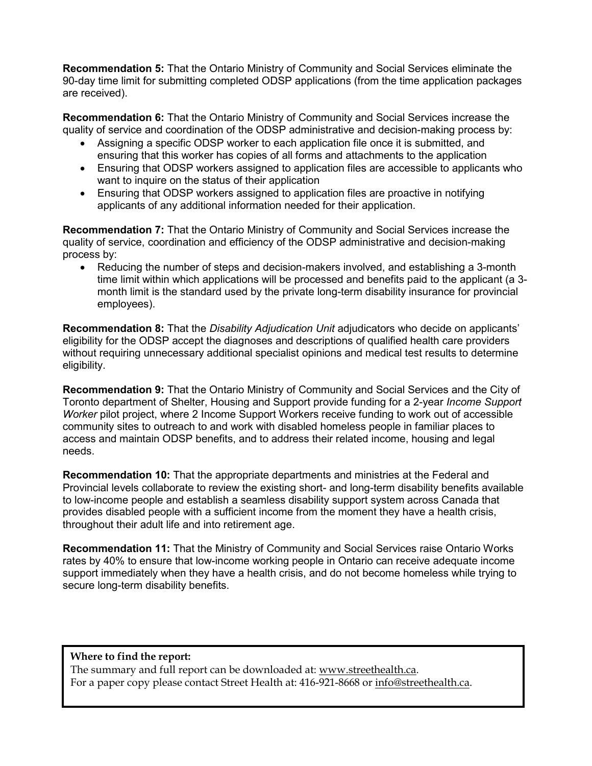**Recommendation 5:** That the Ontario Ministry of Community and Social Services eliminate the 90-day time limit for submitting completed ODSP applications (from the time application packages are received).

**Recommendation 6:** That the Ontario Ministry of Community and Social Services increase the quality of service and coordination of the ODSP administrative and decision-making process by:

- Assigning a specific ODSP worker to each application file once it is submitted, and ensuring that this worker has copies of all forms and attachments to the application
- Ensuring that ODSP workers assigned to application files are accessible to applicants who want to inquire on the status of their application
- Ensuring that ODSP workers assigned to application files are proactive in notifying applicants of any additional information needed for their application.

**Recommendation 7:** That the Ontario Ministry of Community and Social Services increase the quality of service, coordination and efficiency of the ODSP administrative and decision-making process by:

- Reducing the number of steps and decision-makers involved, and establishing a 3-month time limit within which applications will be processed and benefits paid to the applicant (a 3-month limit is the standard used by the private long-term disability insurance for provincial employees).

**Recommendation 8:** That the *Disability Adjudication Unit* adjudicators who decide on applicants' eligibility for the ODSP accept the diagnoses and descriptions of qualified health care providers without requiring unnecessary additional specialist opinions and medical test results to determine eligibility.

**Recommendation 9:** That the Ontario Ministry of Community and Social Services and the City of Toronto department of Shelter, Housing and Support provide funding for a 2-year *Income Support Worker* pilot project, where 2 Income Support Workers receive funding to work out of accessible community sites to outreach to and work with disabled homeless people in familiar places to access and maintain ODSP benefits, and to address their related income, housing and legal needs.

**Recommendation 10:** That the appropriate departments and ministries at the Federal and Provincial levels collaborate to review the existing short- and long-term disability benefits available to low-income people and establish a seamless disability support system across Canada that provides disabled people with a sufficient income from the moment they have a health crisis, throughout their adult life and into retirement age.

**Recommendation 11:** That the Ministry of Community and Social Services raise Ontario Works rates by 40% to ensure that low-income working people in Ontario can receive adequate income support immediately when they have a health crisis, and do not become homeless while trying to secure long-term disability benefits.

**Where to find the report:**
The summary and full report can be downloaded at: www.streethealth.ca.
For a paper copy please contact Street Health at: 416-921-8668 or info@streethealth.ca.